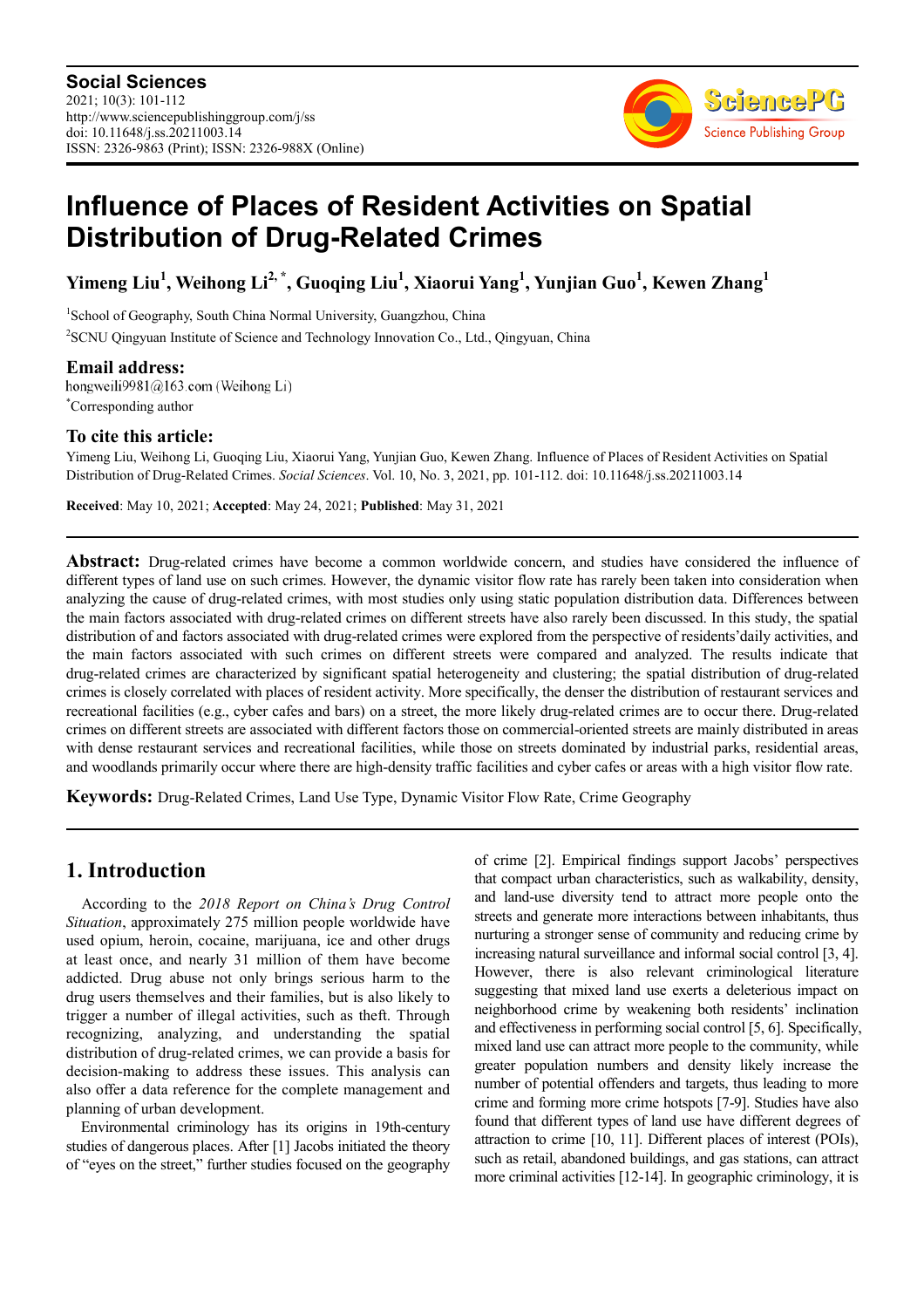**Social Sciences**
2021; 10(3): 101-112
http://www.sciencepublishinggroup.com/j/ss
doi: 10.11648/j.ss.20211003.14
ISSN: 2326-9863 (Print); ISSN: 2326-988X (Online)

# Influence of Places of Resident Activities on Spatial Distribution of Drug-Related Crimes

**Yimeng Liu[1], Weihong Li[2, *], Guoqing Liu[1], Xiaorui Yang[1], Yunjian Guo[1], Kewen Zhang[1]**

[1]School of Geography, South China Normal University, Guangzhou, China

[2]SCNU Qingyuan Institute of Science and Technology Innovation Co., Ltd., Qingyuan, China

## Email address:

hongweili9981@163.com (Weihong Li)
[*]Corresponding author

## To cite this article:

Yimeng Liu, Weihong Li, Guoqing Liu, Xiaorui Yang, Yunjian Guo, Kewen Zhang. Influence of Places of Resident Activities on Spatial Distribution of Drug-Related Crimes. *Social Sciences*. Vol. 10, No. 3, 2021, pp. 101-112. doi: 10.11648/j.ss.20211003.14

**Received**: May 10, 2021; **Accepted**: May 24, 2021; **Published**: May 31, 2021

---

**Abstract:** Drug-related crimes have become a common worldwide concern, and studies have considered the influence of different types of land use on such crimes. However, the dynamic visitor flow rate has rarely been taken into consideration when analyzing the cause of drug-related crimes, with most studies only using static population distribution data. Differences between the main factors associated with drug-related crimes on different streets have also rarely been discussed. In this study, the spatial distribution of and factors associated with drug-related crimes were explored from the perspective of residents'daily activities, and the main factors associated with such crimes on different streets were compared and analyzed. The results indicate that drug-related crimes are characterized by significant spatial heterogeneity and clustering; the spatial distribution of drug-related crimes is closely correlated with places of resident activity. More specifically, the denser the distribution of restaurant services and recreational facilities (e.g., cyber cafes and bars) on a street, the more likely drug-related crimes are to occur there. Drug-related crimes on different streets are associated with different factors those on commercial-oriented streets are mainly distributed in areas with dense restaurant services and recreational facilities, while those on streets dominated by industrial parks, residential areas, and woodlands primarily occur where there are high-density traffic facilities and cyber cafes or areas with a high visitor flow rate.

**Keywords:** Drug-Related Crimes, Land Use Type, Dynamic Visitor Flow Rate, Crime Geography

---

## 1. Introduction

According to the *2018 Report on China's Drug Control Situation*, approximately 275 million people worldwide have used opium, heroin, cocaine, marijuana, ice and other drugs at least once, and nearly 31 million of them have become addicted. Drug abuse not only brings serious harm to the drug users themselves and their families, but is also likely to trigger a number of illegal activities, such as theft. Through recognizing, analyzing, and understanding the spatial distribution of drug-related crimes, we can provide a basis for decision-making to address these issues. This analysis can also offer a data reference for the complete management and planning of urban development.

Environmental criminology has its origins in 19th-century studies of dangerous places. After [1] Jacobs initiated the theory of "eyes on the street," further studies focused on the geography of crime [2]. Empirical findings support Jacobs' perspectives that compact urban characteristics, such as walkability, density, and land-use diversity tend to attract more people onto the streets and generate more interactions between inhabitants, thus nurturing a stronger sense of community and reducing crime by increasing natural surveillance and informal social control [3, 4]. However, there is also relevant criminological literature suggesting that mixed land use exerts a deleterious impact on neighborhood crime by weakening both residents' inclination and effectiveness in performing social control [5, 6]. Specifically, mixed land use can attract more people to the community, while greater population numbers and density likely increase the number of potential offenders and targets, thus leading to more crime and forming more crime hotspots [7-9]. Studies have also found that different types of land use have different degrees of attraction to crime [10, 11]. Different places of interest (POIs), such as retail, abandoned buildings, and gas stations, can attract more criminal activities [12-14]. In geographic criminology, it is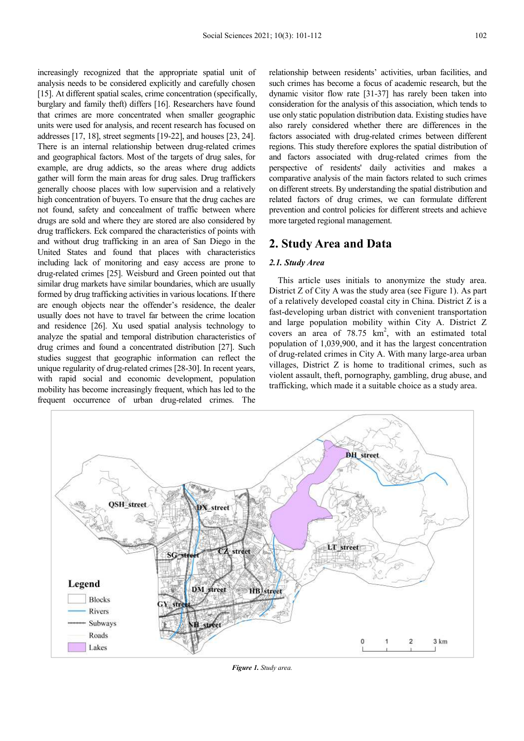increasingly recognized that the appropriate spatial unit of analysis needs to be considered explicitly and carefully chosen [15]. At different spatial scales, crime concentration (specifically, burglary and family theft) differs [16]. Researchers have found that crimes are more concentrated when smaller geographic units were used for analysis, and recent research has focused on addresses [17, 18], street segments [19-22], and houses [23, 24]. There is an internal relationship between drug-related crimes and geographical factors. Most of the targets of drug sales, for example, are drug addicts, so the areas where drug addicts gather will form the main areas for drug sales. Drug traffickers generally choose places with low supervision and a relatively high concentration of buyers. To ensure that the drug caches are not found, safety and concealment of traffic between where drugs are sold and where they are stored are also considered by drug traffickers. Eck compared the characteristics of points with and without drug trafficking in an area of San Diego in the United States and found that places with characteristics including lack of monitoring and easy access are prone to drug-related crimes [25]. Weisburd and Green pointed out that similar drug markets have similar boundaries, which are usually formed by drug trafficking activities in various locations. If there are enough objects near the offender's residence, the dealer usually does not have to travel far between the crime location and residence [26]. Xu used spatial analysis technology to analyze the spatial and temporal distribution characteristics of drug crimes and found a concentrated distribution [27]. Such studies suggest that geographic information can reflect the unique regularity of drug-related crimes [28-30]. In recent years, with rapid social and economic development, population mobility has become increasingly frequent, which has led to the frequent occurrence of urban drug-related crimes. The relationship between residents' activities, urban facilities, and such crimes has become a focus of academic research, but the dynamic visitor flow rate [31-37] has rarely been taken into consideration for the analysis of this association, which tends to use only static population distribution data. Existing studies have also rarely considered whether there are differences in the factors associated with drug-related crimes between different regions. This study therefore explores the spatial distribution of and factors associated with drug-related crimes from the perspective of residents' daily activities and makes a comparative analysis of the main factors related to such crimes on different streets. By understanding the spatial distribution and related factors of drug crimes, we can formulate different prevention and control policies for different streets and achieve more targeted regional management.

## 2. Study Area and Data

### *2.1. Study Area*

This article uses initials to anonymize the study area. District Z of City A was the study area (see Figure 1). As part of a relatively developed coastal city in China. District Z is a fast-developing urban district with convenient transportation and large population mobility within City A. District Z covers an area of 78.75 km$^2$, with an estimated total population of 1,039,900, and it has the largest concentration of drug-related crimes in City A. With many large-area urban villages, District Z is home to traditional crimes, such as violent assault, theft, pornography, gambling, drug abuse, and trafficking, which made it a suitable choice as a study area.

*Figure 1. Study area.*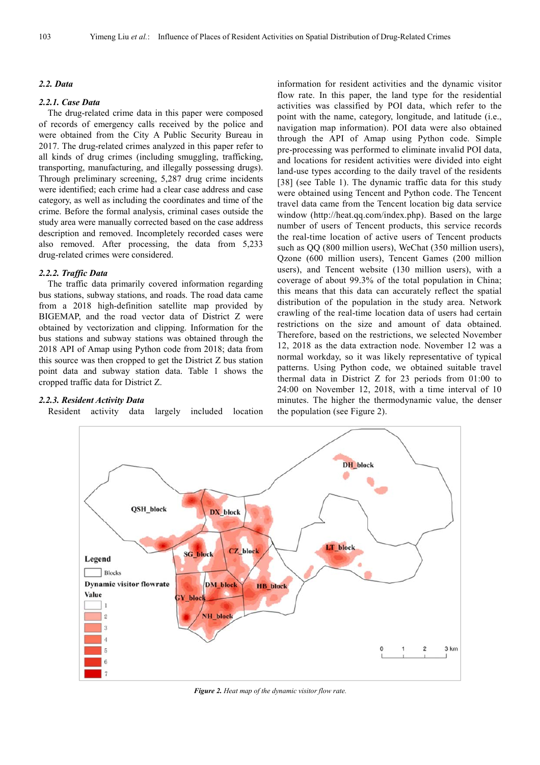### 2.2. Data

#### 2.2.1. Case Data

The drug-related crime data in this paper were composed of records of emergency calls received by the police and were obtained from the City A Public Security Bureau in 2017. The drug-related crimes analyzed in this paper refer to all kinds of drug crimes (including smuggling, trafficking, transporting, manufacturing, and illegally possessing drugs). Through preliminary screening, 5,287 drug crime incidents were identified; each crime had a clear case address and case category, as well as including the coordinates and time of the crime. Before the formal analysis, criminal cases outside the study area were manually corrected based on the case address description and removed. Incompletely recorded cases were also removed. After processing, the data from 5,233 drug-related crimes were considered.

#### 2.2.2. Traffic Data

The traffic data primarily covered information regarding bus stations, subway stations, and roads. The road data came from a 2018 high-definition satellite map provided by BIGEMAP, and the road vector data of District Z were obtained by vectorization and clipping. Information for the bus stations and subway stations was obtained through the 2018 API of Amap using Python code from 2018; data from this source was then cropped to get the District Z bus station point data and subway station data. Table 1 shows the cropped traffic data for District Z.

#### 2.2.3. Resident Activity Data

Resident activity data largely included location information for resident activities and the dynamic visitor flow rate. In this paper, the land type for the residential activities was classified by POI data, which refer to the point with the name, category, longitude, and latitude (i.e., navigation map information). POI data were also obtained through the API of Amap using Python code. Simple pre-processing was performed to eliminate invalid POI data, and locations for resident activities were divided into eight land-use types according to the daily travel of the residents [38] (see Table 1). The dynamic traffic data for this study were obtained using Tencent and Python code. The Tencent travel data came from the Tencent location big data service window (http://heat.qq.com/index.php). Based on the large number of users of Tencent products, this service records the real-time location of active users of Tencent products such as QQ (800 million users), WeChat (350 million users), Qzone (600 million users), Tencent Games (200 million users), and Tencent website (130 million users), with a coverage of about 99.3% of the total population in China; this means that this data can accurately reflect the spatial distribution of the population in the study area. Network crawling of the real-time location data of users had certain restrictions on the size and amount of data obtained. Therefore, based on the restrictions, we selected November 12, 2018 as the data extraction node. November 12 was a normal workday, so it was likely representative of typical patterns. Using Python code, we obtained suitable travel thermal data in District Z for 23 periods from 01:00 to 24:00 on November 12, 2018, with a time interval of 10 minutes. The higher the thermodynamic value, the denser the population (see Figure 2).

***Figure 2.*** *Heat map of the dynamic visitor flow rate.*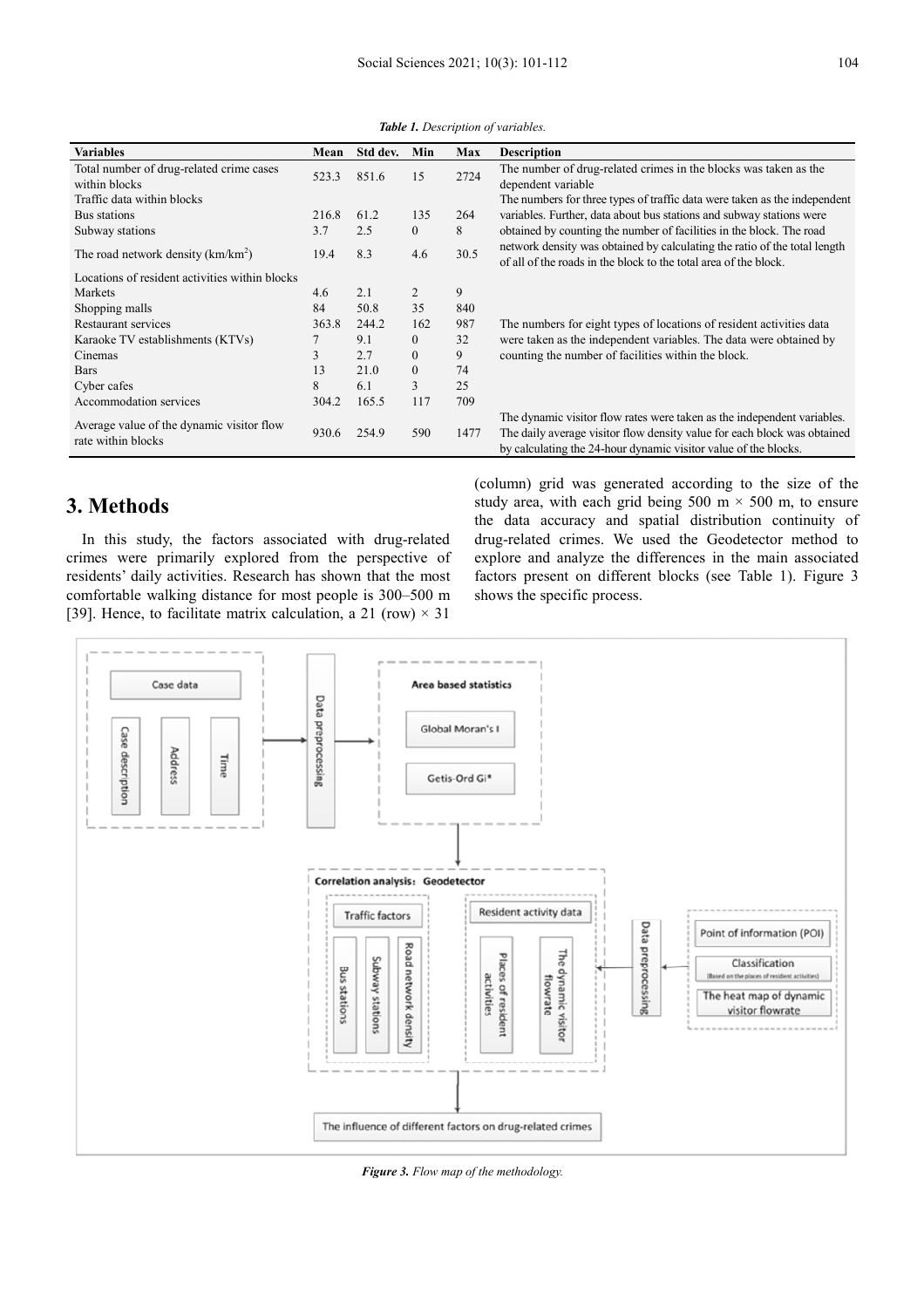*Table 1. Description of variables.*

| Variables | Mean | Std dev. | Min | Max | Description |
|---|---|---|---|---|---|
| Total number of drug-related crime cases within blocks | 523.3 | 851.6 | 15 | 2724 | The number of drug-related crimes in the blocks was taken as the dependent variable |
| Traffic data within blocks | | | | | The numbers for three types of traffic data were taken as the independent variables. Further, data about bus stations and subway stations were obtained by counting the number of facilities in the block. The road network density was obtained by calculating the ratio of the total length of all of the roads in the block to the total area of the block. |
| Bus stations | 216.8 | 61.2 | 135 | 264 | |
| Subway stations | 3.7 | 2.5 | 0 | 8 | |
| The road network density (km/km$^2$) | 19.4 | 8.3 | 4.6 | 30.5 | |
| Locations of resident activities within blocks | | | | | The numbers for eight types of locations of resident activities data were taken as the independent variables. The data were obtained by counting the number of facilities within the block. |
| Markets | 4.6 | 2.1 | 2 | 9 | |
| Shopping malls | 84 | 50.8 | 35 | 840 | |
| Restaurant services | 363.8 | 244.2 | 162 | 987 | |
| Karaoke TV establishments (KTVs) | 7 | 9.1 | 0 | 32 | |
| Cinemas | 3 | 2.7 | 0 | 9 | |
| Bars | 13 | 21.0 | 0 | 74 | |
| Cyber cafes | 8 | 6.1 | 3 | 25 | |
| Accommodation services | 304.2 | 165.5 | 117 | 709 | |
| Average value of the dynamic visitor flow rate within blocks | 930.6 | 254.9 | 590 | 1477 | The dynamic visitor flow rates were taken as the independent variables. The daily average visitor flow density value for each block was obtained by calculating the 24-hour dynamic visitor value of the blocks. |

# 3. Methods

In this study, the factors associated with drug-related crimes were primarily explored from the perspective of residents' daily activities. Research has shown that the most comfortable walking distance for most people is 300–500 m [39]. Hence, to facilitate matrix calculation, a 21 (row) × 31 (column) grid was generated according to the size of the study area, with each grid being 500 m × 500 m, to ensure the data accuracy and spatial distribution continuity of drug-related crimes. We used the Geodetector method to explore and analyze the differences in the main associated factors present on different blocks (see Table 1). Figure 3 shows the specific process.

*Figure 3. Flow map of the methodology.*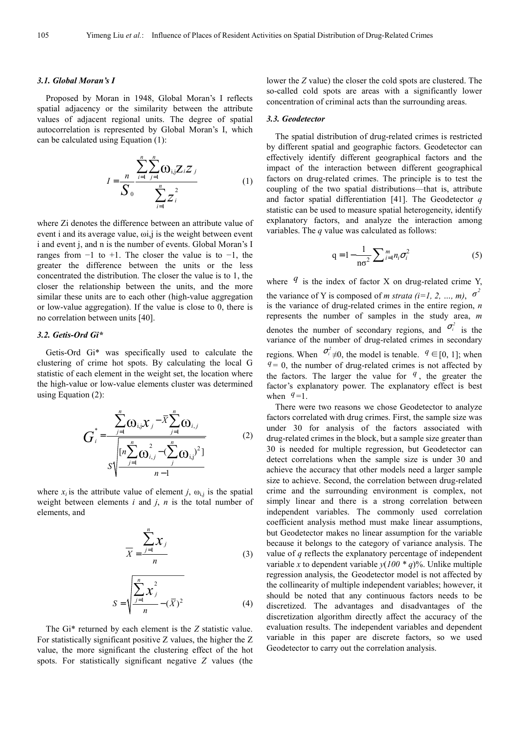### 3.1. Global Moran's I

Proposed by Moran in 1948, Global Moran's I reflects spatial adjacency or the similarity between the attribute values of adjacent regional units. The degree of spatial autocorrelation is represented by Global Moran's I, which can be calculated using Equation (1):

$$I = \frac{n}{S_0} \frac{\sum_{i=1}^{n}\sum_{j=1}^{n} \omega_{i,j} z_i z_j}{\sum_{i=1}^{n} z_i^2} \tag{1}$$

where Zi denotes the difference between an attribute value of event i and its average value, ωi,j is the weight between event i and event j, and n is the number of events. Global Moran's I ranges from −1 to +1. The closer the value is to −1, the greater the difference between the units or the less concentrated the distribution. The closer the value is to 1, the closer the relationship between the units, and the more similar these units are to each other (high-value aggregation or low-value aggregation). If the value is close to 0, there is no correlation between units [40].

### 3.2. Getis-Ord Gi*

Getis-Ord Gi* was specifically used to calculate the clustering of crime hot spots. By calculating the local G statistic of each element in the weight set, the location where the high-value or low-value elements cluster was determined using Equation (2):

$$G_i^* = \frac{\sum_{j=1}^{n} \omega_{i,j} x_j - \overline{X}\sum_{j=1}^{n} \omega_{i,j}}{S\sqrt{\frac{[n\sum_{j=1}^{n} \omega_{i,j}^2 - (\sum_{j}^{n} \omega_{i,j})^2]}{n-1}}} \tag{2}$$

where $x_i$ is the attribute value of element $j$, $\omega_{i,j}$ is the spatial weight between elements $i$ and $j$, $n$ is the total number of elements, and

$$\overline{X} = \frac{\sum_{j=1}^{n} x_j}{n} \tag{3}$$

$$S = \sqrt{\frac{\sum_{j=1}^{n} x_j^2}{n} - (\overline{X})^2} \tag{4}$$

The Gi* returned by each element is the *Z* statistic value. For statistically significant positive Z values, the higher the Z value, the more significant the clustering effect of the hot spots. For statistically significant negative *Z* values (the lower the *Z* value) the closer the cold spots are clustered. The so-called cold spots are areas with a significantly lower concentration of criminal acts than the surrounding areas.

### 3.3. Geodetector

The spatial distribution of drug-related crimes is restricted by different spatial and geographic factors. Geodetector can effectively identify different geographical factors and the impact of the interaction between different geographical factors on drug-related crimes. The principle is to test the coupling of the two spatial distributions—that is, attribute and factor spatial differentiation [41]. The Geodetector *q* statistic can be used to measure spatial heterogeneity, identify explanatory factors, and analyze the interaction among variables. The *q* value was calculated as follows:

$$q = 1 - \frac{1}{n\sigma^2}\sum_{i=1}^{m} n_i \sigma_i^2 \tag{5}$$

where $q$ is the index of factor X on drug-related crime Y, the variance of Y is composed of *m strata (i=1, 2, …, m)*, $\sigma^2$ is the variance of drug-related crimes in the entire region, *n* represents the number of samples in the study area, *m* denotes the number of secondary regions, and $\sigma_i^2$ is the variance of the number of drug-related crimes in secondary regions. When $\sigma_i^2 \neq 0$, the model is tenable. $q \in [0, 1]$; when $q = 0$, the number of drug-related crimes is not affected by the factors. The larger the value for $q$, the greater the factor's explanatory power. The explanatory effect is best when $q = 1$.

There were two reasons we chose Geodetector to analyze factors correlated with drug crimes. First, the sample size was under 30 for analysis of the factors associated with drug-related crimes in the block, but a sample size greater than 30 is needed for multiple regression, but Geodetector can detect correlations when the sample size is under 30 and achieve the accuracy that other models need a larger sample size to achieve. Second, the correlation between drug-related crime and the surrounding environment is complex, not simply linear and there is a strong correlation between independent variables. The commonly used correlation coefficient analysis method must make linear assumptions, but Geodetector makes no linear assumption for the variable because it belongs to the category of variance analysis. The value of *q* reflects the explanatory percentage of independent variable *x* to dependent variable *y*(*100 \* q*)%. Unlike multiple regression analysis, the Geodetector model is not affected by the collinearity of multiple independent variables; however, it should be noted that any continuous factors needs to be discretized. The advantages and disadvantages of the discretization algorithm directly affect the accuracy of the evaluation results. The independent variables and dependent variable in this paper are discrete factors, so we used Geodetector to carry out the correlation analysis.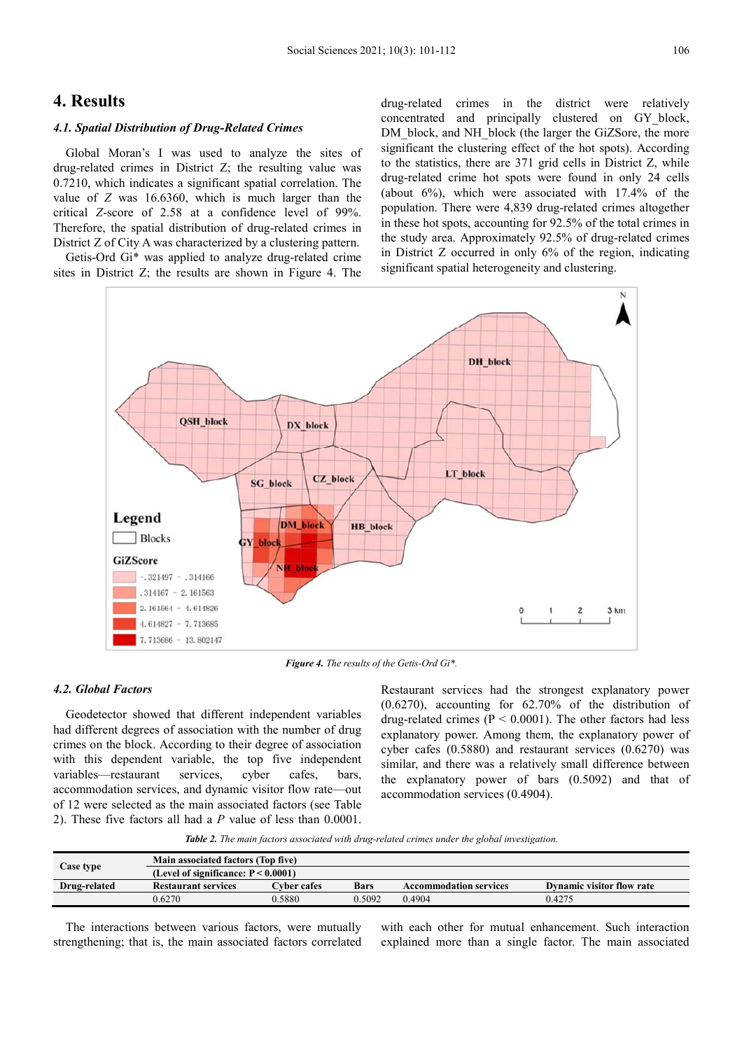## 4. Results

### 4.1. Spatial Distribution of Drug-Related Crimes

Global Moran's I was used to analyze the sites of drug-related crimes in District Z; the resulting value was 0.7210, which indicates a significant spatial correlation. The value of $Z$ was 16.6360, which is much larger than the critical $Z$-score of 2.58 at a confidence level of 99%. Therefore, the spatial distribution of drug-related crimes in District Z of City A was characterized by a clustering pattern.

Getis-Ord Gi* was applied to analyze drug-related crime sites in District Z; the results are shown in Figure 4. The drug-related crimes in the district were relatively concentrated and principally clustered on GY_block, DM_block, and NH_block (the larger the GiZSore, the more significant the clustering effect of the hot spots). According to the statistics, there are 371 grid cells in District Z, while drug-related crime hot spots were found in only 24 cells (about 6%), which were associated with 17.4% of the population. There were 4,839 drug-related crimes altogether in these hot spots, accounting for 92.5% of the total crimes in the study area. Approximately 92.5% of drug-related crimes in District Z occurred in only 6% of the region, indicating significant spatial heterogeneity and clustering.

***Figure 4.*** *The results of the Getis-Ord Gi\*.*

### 4.2. Global Factors

Geodetector showed that different independent variables had different degrees of association with the number of drug crimes on the block. According to their degree of association with this dependent variable, the top five independent variables—restaurant services, cyber cafes, bars, accommodation services, and dynamic visitor flow rate—out of 12 were selected as the main associated factors (see Table 2). These five factors all had a $P$ value of less than 0.0001. Restaurant services had the strongest explanatory power (0.6270), accounting for 62.70% of the distribution of drug-related crimes ($P < 0.0001$). The other factors had less explanatory power. Among them, the explanatory power of cyber cafes (0.5880) and restaurant services (0.6270) was similar, and there was a relatively small difference between the explanatory power of bars (0.5092) and that of accommodation services (0.4904).

***Table 2.*** *The main factors associated with drug-related crimes under the global investigation.*

| Case type | Main associated factors (Top five) (Level of significance: $P < 0.0001$) | | | | |
|---|---|---|---|---|---|
| Drug-related | Restaurant services | Cyber cafes | Bars | Accommodation services | Dynamic visitor flow rate |
| | 0.6270 | 0.5880 | 0.5092 | 0.4904 | 0.4275 |

The interactions between various factors, were mutually strengthening; that is, the main associated factors correlated with each other for mutual enhancement. Such interaction explained more than a single factor. The main associated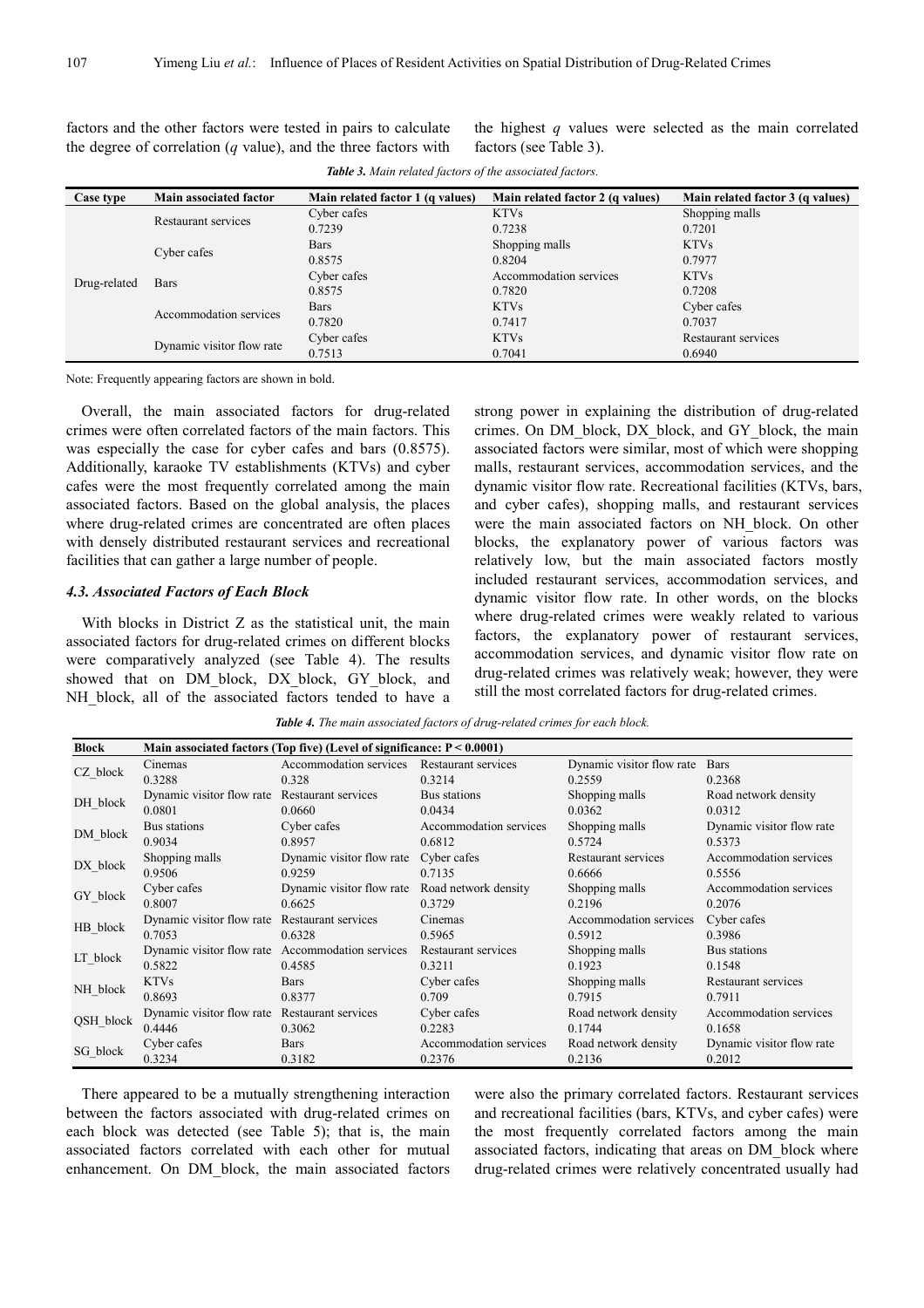factors and the other factors were tested in pairs to calculate the degree of correlation ($q$ value), and the three factors with the highest $q$ values were selected as the main correlated factors (see Table 3).

***Table 3.*** *Main related factors of the associated factors.*

| Case type | Main associated factor | Main related factor 1 (q values) | Main related factor 2 (q values) | Main related factor 3 (q values) |
|---|---|---|---|---|
| Drug-related | Restaurant services | Cyber cafes<br>0.7239 | KTVs<br>0.7238 | Shopping malls<br>0.7201 |
| | Cyber cafes | Bars<br>0.8575 | Shopping malls<br>0.8204 | KTVs<br>0.7977 |
| | Bars | Cyber cafes<br>0.8575 | Accommodation services<br>0.7820 | KTVs<br>0.7208 |
| | Accommodation services | Bars<br>0.7820 | KTVs<br>0.7417 | Cyber cafes<br>0.7037 |
| | Dynamic visitor flow rate | Cyber cafes<br>0.7513 | KTVs<br>0.7041 | Restaurant services<br>0.6940 |

Note: Frequently appearing factors are shown in bold.

Overall, the main associated factors for drug-related crimes were often correlated factors of the main factors. This was especially the case for cyber cafes and bars (0.8575). Additionally, karaoke TV establishments (KTVs) and cyber cafes were the most frequently correlated among the main associated factors. Based on the global analysis, the places where drug-related crimes are concentrated are often places with densely distributed restaurant services and recreational facilities that can gather a large number of people.

### *4.3. Associated Factors of Each Block*

With blocks in District Z as the statistical unit, the main associated factors for drug-related crimes on different blocks were comparatively analyzed (see Table 4). The results showed that on DM_block, DX_block, GY_block, and NH_block, all of the associated factors tended to have a strong power in explaining the distribution of drug-related crimes. On DM_block, DX_block, and GY_block, the main associated factors were similar, most of which were shopping malls, restaurant services, accommodation services, and the dynamic visitor flow rate. Recreational facilities (KTVs, bars, and cyber cafes), shopping malls, and restaurant services were the main associated factors on NH_block. On other blocks, the explanatory power of various factors was relatively low, but the main associated factors mostly included restaurant services, accommodation services, and dynamic visitor flow rate. In other words, on the blocks where drug-related crimes were weakly related to various factors, the explanatory power of restaurant services, accommodation services, and dynamic visitor flow rate on drug-related crimes was relatively weak; however, they were still the most correlated factors for drug-related crimes.

***Table 4.*** *The main associated factors of drug-related crimes for each block.*

| Block | Main associated factors (Top five) (Level of significance: P < 0.0001) | | | | |
|---|---|---|---|---|---|
| CZ_block | Cinemas<br>0.3288 | Accommodation services<br>0.328 | Restaurant services<br>0.3214 | Dynamic visitor flow rate<br>0.2559 | Bars<br>0.2368 |
| DH_block | Dynamic visitor flow rate<br>0.0801 | Restaurant services<br>0.0660 | Bus stations<br>0.0434 | Shopping malls<br>0.0362 | Road network density<br>0.0312 |
| DM_block | Bus stations<br>0.9034 | Cyber cafes<br>0.8957 | Accommodation services<br>0.6812 | Shopping malls<br>0.5724 | Dynamic visitor flow rate<br>0.5373 |
| DX_block | Shopping malls<br>0.9506 | Dynamic visitor flow rate<br>0.9259 | Cyber cafes<br>0.7135 | Restaurant services<br>0.6666 | Accommodation services<br>0.5556 |
| GY_block | Cyber cafes<br>0.8007 | Dynamic visitor flow rate<br>0.6625 | Road network density<br>0.3729 | Shopping malls<br>0.2196 | Accommodation services<br>0.2076 |
| HB_block | Dynamic visitor flow rate<br>0.7053 | Restaurant services<br>0.6328 | Cinemas<br>0.5965 | Accommodation services<br>0.5912 | Cyber cafes<br>0.3986 |
| LT_block | Dynamic visitor flow rate<br>0.5822 | Accommodation services<br>0.4585 | Restaurant services<br>0.3211 | Shopping malls<br>0.1923 | Bus stations<br>0.1548 |
| NH_block | KTVs<br>0.8693 | Bars<br>0.8377 | Cyber cafes<br>0.709 | Shopping malls<br>0.7915 | Restaurant services<br>0.7911 |
| QSH_block | Dynamic visitor flow rate<br>0.4446 | Restaurant services<br>0.3062 | Cyber cafes<br>0.2283 | Road network density<br>0.1744 | Accommodation services<br>0.1658 |
| SG_block | Cyber cafes<br>0.3234 | Bars<br>0.3182 | Accommodation services<br>0.2376 | Road network density<br>0.2136 | Dynamic visitor flow rate<br>0.2012 |

There appeared to be a mutually strengthening interaction between the factors associated with drug-related crimes on each block was detected (see Table 5); that is, the main associated factors correlated with each other for mutual enhancement. On DM_block, the main associated factors were also the primary correlated factors. Restaurant services and recreational facilities (bars, KTVs, and cyber cafes) were the most frequently correlated factors among the main associated factors, indicating that areas on DM_block where drug-related crimes were relatively concentrated usually had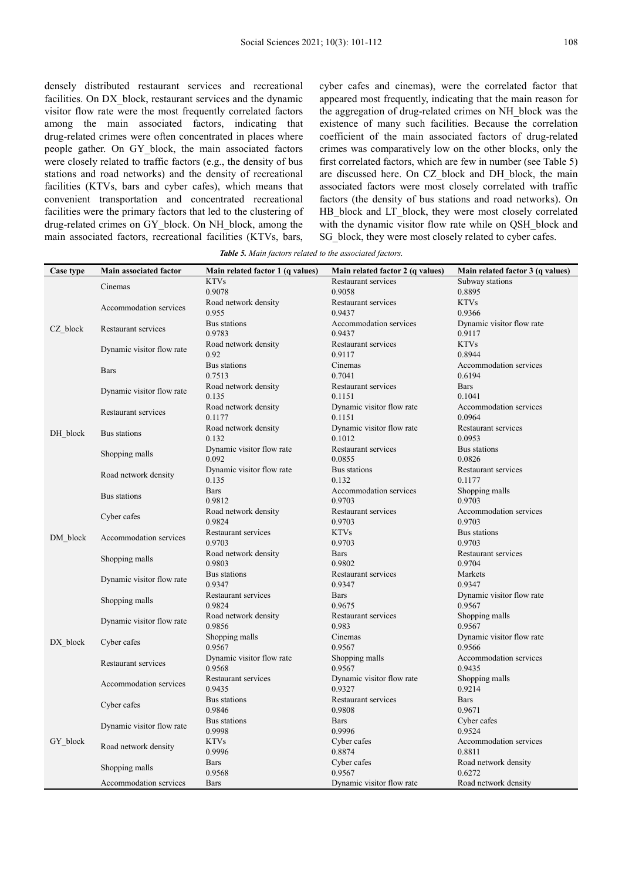densely distributed restaurant services and recreational facilities. On DX_block, restaurant services and the dynamic visitor flow rate were the most frequently correlated factors among the main associated factors, indicating that drug-related crimes were often concentrated in places where people gather. On GY_block, the main associated factors were closely related to traffic factors (e.g., the density of bus stations and road networks) and the density of recreational facilities (KTVs, bars and cyber cafes), which means that convenient transportation and concentrated recreational facilities were the primary factors that led to the clustering of drug-related crimes on GY_block. On NH_block, among the main associated factors, recreational facilities (KTVs, bars, cyber cafes and cinemas), were the correlated factor that appeared most frequently, indicating that the main reason for the aggregation of drug-related crimes on NH_block was the existence of many such facilities. Because the correlation coefficient of the main associated factors of drug-related crimes was comparatively low on the other blocks, only the first correlated factors, which are few in number (see Table 5) are discussed here. On CZ_block and DH_block, the main associated factors were most closely correlated with traffic factors (the density of bus stations and road networks). On HB_block and LT_block, they were most closely correlated with the dynamic visitor flow rate while on QSH_block and SG_block, they were most closely related to cyber cafes.

***Table 5.*** *Main factors related to the associated factors.*

| Case type | Main associated factor | Main related factor 1 (q values) | Main related factor 2 (q values) | Main related factor 3 (q values) |
|---|---|---|---|---|
| CZ_block | Cinemas | KTVs<br>0.9078 | Restaurant services<br>0.9058 | Subway stations<br>0.8895 |
| | Accommodation services | Road network density<br>0.955 | Restaurant services<br>0.9437 | KTVs<br>0.9366 |
| | Restaurant services | Bus stations<br>0.9783 | Accommodation services<br>0.9437 | Dynamic visitor flow rate<br>0.9117 |
| | Dynamic visitor flow rate | Road network density<br>0.92 | Restaurant services<br>0.9117 | KTVs<br>0.8944 |
| | Bars | Bus stations<br>0.7513 | Cinemas<br>0.7041 | Accommodation services<br>0.6194 |
| DH_block | Dynamic visitor flow rate | Road network density<br>0.135 | Restaurant services<br>0.1151 | Bars<br>0.1041 |
| | Restaurant services | Road network density<br>0.1177 | Dynamic visitor flow rate<br>0.1151 | Accommodation services<br>0.0964 |
| | Bus stations | Road network density<br>0.132 | Dynamic visitor flow rate<br>0.1012 | Restaurant services<br>0.0953 |
| | Shopping malls | Dynamic visitor flow rate<br>0.092 | Restaurant services<br>0.0855 | Bus stations<br>0.0826 |
| | Road network density | Dynamic visitor flow rate<br>0.135 | Bus stations<br>0.132 | Restaurant services<br>0.1177 |
| DM_block | Bus stations | Bars<br>0.9812 | Accommodation services<br>0.9703 | Shopping malls<br>0.9703 |
| | Cyber cafes | Road network density<br>0.9824 | Restaurant services<br>0.9703 | Accommodation services<br>0.9703 |
| | Accommodation services | Restaurant services<br>0.9703 | KTVs<br>0.9703 | Bus stations<br>0.9703 |
| | Shopping malls | Road network density<br>0.9803 | Bars<br>0.9802 | Restaurant services<br>0.9704 |
| | Dynamic visitor flow rate | Bus stations<br>0.9347 | Restaurant services<br>0.9347 | Markets<br>0.9347 |
| DX_block | Shopping malls | Restaurant services<br>0.9824 | Bars<br>0.9675 | Dynamic visitor flow rate<br>0.9567 |
| | Dynamic visitor flow rate | Road network density<br>0.9856 | Restaurant services<br>0.983 | Shopping malls<br>0.9567 |
| | Cyber cafes | Shopping malls<br>0.9567 | Cinemas<br>0.9567 | Dynamic visitor flow rate<br>0.9566 |
| | Restaurant services | Dynamic visitor flow rate<br>0.9568 | Shopping malls<br>0.9567 | Accommodation services<br>0.9435 |
| | Accommodation services | Restaurant services<br>0.9435 | Dynamic visitor flow rate<br>0.9327 | Shopping malls<br>0.9214 |
| GY_block | Cyber cafes | Bus stations<br>0.9846 | Restaurant services<br>0.9808 | Bars<br>0.9671 |
| | Dynamic visitor flow rate | Bus stations<br>0.9998 | Bars<br>0.9996 | Cyber cafes<br>0.9524 |
| | Road network density | KTVs<br>0.9996 | Cyber cafes<br>0.8874 | Accommodation services<br>0.8811 |
| | Shopping malls | Bars<br>0.9568 | Cyber cafes<br>0.9567 | Road network density<br>0.6272 |
| | Accommodation services | Bars | Dynamic visitor flow rate | Road network density |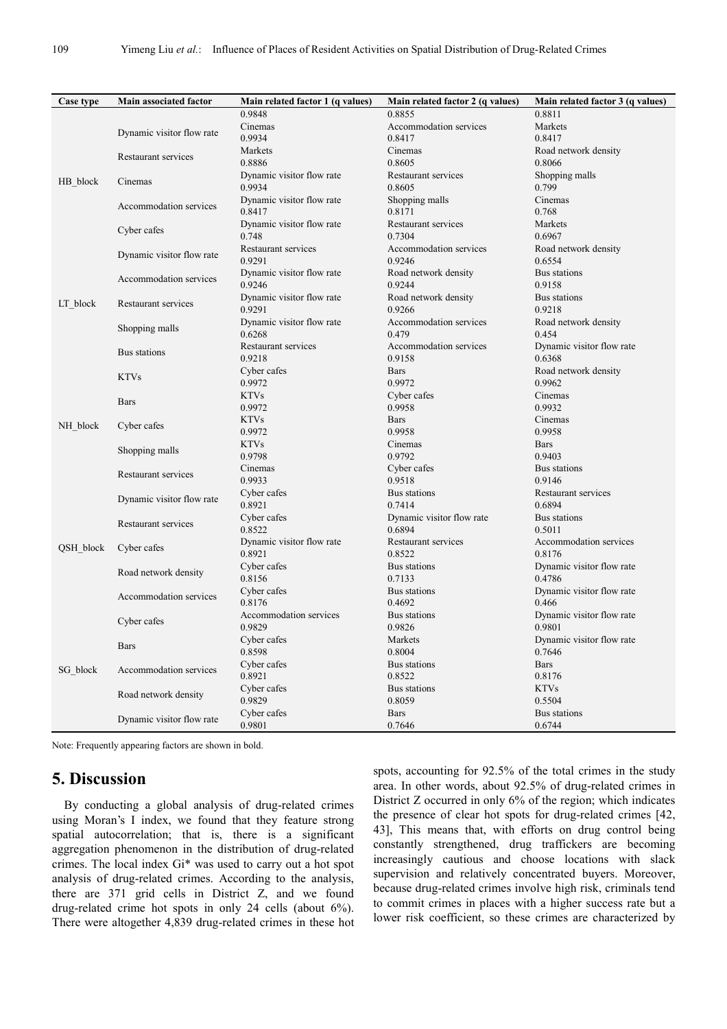| Case type | Main associated factor | Main related factor 1 (q values) | Main related factor 2 (q values) | Main related factor 3 (q values) |
|---|---|---|---|---|
| | | 0.9848 | 0.8855 | 0.8811 |
| HB_block | Dynamic visitor flow rate | Cinemas 0.9934 | Accommodation services 0.8417 | Markets 0.8417 |
| | Restaurant services | Markets 0.8886 | Cinemas 0.8605 | Road network density 0.8066 |
| | Cinemas | Dynamic visitor flow rate 0.9934 | Restaurant services 0.8605 | Shopping malls 0.799 |
| | Accommodation services | Dynamic visitor flow rate 0.8417 | Shopping malls 0.8171 | Cinemas 0.768 |
| | Cyber cafes | Dynamic visitor flow rate 0.748 | Restaurant services 0.7304 | Markets 0.6967 |
| LT_block | Dynamic visitor flow rate | Restaurant services 0.9291 | Accommodation services 0.9246 | Road network density 0.6554 |
| | Accommodation services | Dynamic visitor flow rate 0.9246 | Road network density 0.9244 | Bus stations 0.9158 |
| | Restaurant services | Dynamic visitor flow rate 0.9291 | Road network density 0.9266 | Bus stations 0.9218 |
| | Shopping malls | Dynamic visitor flow rate 0.6268 | Accommodation services 0.479 | Road network density 0.454 |
| | Bus stations | Restaurant services 0.9218 | Accommodation services 0.9158 | Dynamic visitor flow rate 0.6368 |
| NH_block | KTVs | Cyber cafes 0.9972 | Bars 0.9972 | Road network density 0.9962 |
| | Bars | KTVs 0.9972 | Cyber cafes 0.9958 | Cinemas 0.9932 |
| | Cyber cafes | KTVs 0.9972 | Bars 0.9958 | Cinemas 0.9958 |
| | Shopping malls | KTVs 0.9798 | Cinemas 0.9792 | Bars 0.9403 |
| | Restaurant services | Cinemas 0.9933 | Cyber cafes 0.9518 | Bus stations 0.9146 |
| QSH_block | Dynamic visitor flow rate | Cyber cafes 0.8921 | Bus stations 0.7414 | Restaurant services 0.6894 |
| | Restaurant services | Cyber cafes 0.8522 | Dynamic visitor flow rate 0.6894 | Bus stations 0.5011 |
| | Cyber cafes | Dynamic visitor flow rate 0.8921 | Restaurant services 0.8522 | Accommodation services 0.8176 |
| | Road network density | Cyber cafes 0.8156 | Bus stations 0.7133 | Dynamic visitor flow rate 0.4786 |
| | Accommodation services | Cyber cafes 0.8176 | Bus stations 0.4692 | Dynamic visitor flow rate 0.466 |
| SG_block | Cyber cafes | Accommodation services 0.9829 | Bus stations 0.9826 | Dynamic visitor flow rate 0.9801 |
| | Bars | Cyber cafes 0.8598 | Markets 0.8004 | Dynamic visitor flow rate 0.7646 |
| | Accommodation services | Cyber cafes 0.8921 | Bus stations 0.8522 | Bars 0.8176 |
| | Road network density | Cyber cafes 0.9829 | Bus stations 0.8059 | KTVs 0.5504 |
| | Dynamic visitor flow rate | Cyber cafes 0.9801 | Bars 0.7646 | Bus stations 0.6744 |

Note: Frequently appearing factors are shown in bold.

## 5. Discussion

By conducting a global analysis of drug-related crimes using Moran's I index, we found that they feature strong spatial autocorrelation; that is, there is a significant aggregation phenomenon in the distribution of drug-related crimes. The local index Gi* was used to carry out a hot spot analysis of drug-related crimes. According to the analysis, there are 371 grid cells in District Z, and we found drug-related crime hot spots in only 24 cells (about 6%). There were altogether 4,839 drug-related crimes in these hot spots, accounting for 92.5% of the total crimes in the study area. In other words, about 92.5% of drug-related crimes in District Z occurred in only 6% of the region; which indicates the presence of clear hot spots for drug-related crimes [42, 43], This means that, with efforts on drug control being constantly strengthened, drug traffickers are becoming increasingly cautious and choose locations with slack supervision and relatively concentrated buyers. Moreover, because drug-related crimes involve high risk, criminals tend to commit crimes in places with a higher success rate but a lower risk coefficient, so these crimes are characterized by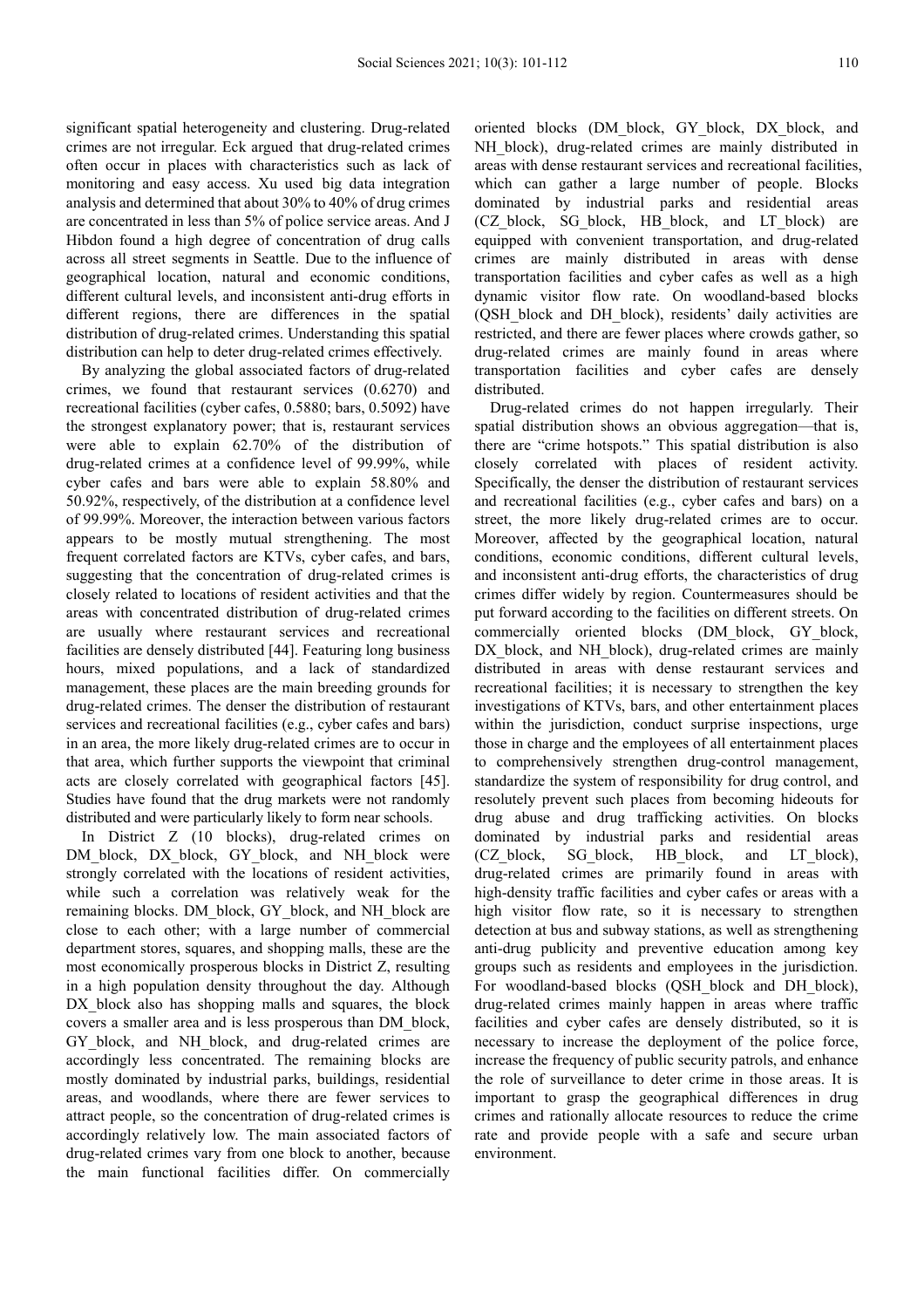significant spatial heterogeneity and clustering. Drug-related crimes are not irregular. Eck argued that drug-related crimes often occur in places with characteristics such as lack of monitoring and easy access. Xu used big data integration analysis and determined that about 30% to 40% of drug crimes are concentrated in less than 5% of police service areas. And J Hibdon found a high degree of concentration of drug calls across all street segments in Seattle. Due to the influence of geographical location, natural and economic conditions, different cultural levels, and inconsistent anti-drug efforts in different regions, there are differences in the spatial distribution of drug-related crimes. Understanding this spatial distribution can help to deter drug-related crimes effectively.

By analyzing the global associated factors of drug-related crimes, we found that restaurant services (0.6270) and recreational facilities (cyber cafes, 0.5880; bars, 0.5092) have the strongest explanatory power; that is, restaurant services were able to explain 62.70% of the distribution of drug-related crimes at a confidence level of 99.99%, while cyber cafes and bars were able to explain 58.80% and 50.92%, respectively, of the distribution at a confidence level of 99.99%. Moreover, the interaction between various factors appears to be mostly mutual strengthening. The most frequent correlated factors are KTVs, cyber cafes, and bars, suggesting that the concentration of drug-related crimes is closely related to locations of resident activities and that the areas with concentrated distribution of drug-related crimes are usually where restaurant services and recreational facilities are densely distributed [44]. Featuring long business hours, mixed populations, and a lack of standardized management, these places are the main breeding grounds for drug-related crimes. The denser the distribution of restaurant services and recreational facilities (e.g., cyber cafes and bars) in an area, the more likely drug-related crimes are to occur in that area, which further supports the viewpoint that criminal acts are closely correlated with geographical factors [45]. Studies have found that the drug markets were not randomly distributed and were particularly likely to form near schools.

In District Z (10 blocks), drug-related crimes on DM_block, DX_block, GY_block, and NH_block were strongly correlated with the locations of resident activities, while such a correlation was relatively weak for the remaining blocks. DM_block, GY_block, and NH_block are close to each other; with a large number of commercial department stores, squares, and shopping malls, these are the most economically prosperous blocks in District Z, resulting in a high population density throughout the day. Although DX_block also has shopping malls and squares, the block covers a smaller area and is less prosperous than DM_block, GY_block, and NH_block, and drug-related crimes are accordingly less concentrated. The remaining blocks are mostly dominated by industrial parks, buildings, residential areas, and woodlands, where there are fewer services to attract people, so the concentration of drug-related crimes is accordingly relatively low. The main associated factors of drug-related crimes vary from one block to another, because the main functional facilities differ. On commercially oriented blocks (DM_block, GY_block, DX_block, and NH_block), drug-related crimes are mainly distributed in areas with dense restaurant services and recreational facilities, which can gather a large number of people. Blocks dominated by industrial parks and residential areas (CZ_block, SG_block, HB_block, and LT_block) are equipped with convenient transportation, and drug-related crimes are mainly distributed in areas with dense transportation facilities and cyber cafes as well as a high dynamic visitor flow rate. On woodland-based blocks (QSH_block and DH_block), residents' daily activities are restricted, and there are fewer places where crowds gather, so drug-related crimes are mainly found in areas where transportation facilities and cyber cafes are densely distributed.

Drug-related crimes do not happen irregularly. Their spatial distribution shows an obvious aggregation—that is, there are "crime hotspots." This spatial distribution is also closely correlated with places of resident activity. Specifically, the denser the distribution of restaurant services and recreational facilities (e.g., cyber cafes and bars) on a street, the more likely drug-related crimes are to occur. Moreover, affected by the geographical location, natural conditions, economic conditions, different cultural levels, and inconsistent anti-drug efforts, the characteristics of drug crimes differ widely by region. Countermeasures should be put forward according to the facilities on different streets. On commercially oriented blocks (DM_block, GY_block, DX_block, and NH_block), drug-related crimes are mainly distributed in areas with dense restaurant services and recreational facilities; it is necessary to strengthen the key investigations of KTVs, bars, and other entertainment places within the jurisdiction, conduct surprise inspections, urge those in charge and the employees of all entertainment places to comprehensively strengthen drug-control management, standardize the system of responsibility for drug control, and resolutely prevent such places from becoming hideouts for drug abuse and drug trafficking activities. On blocks dominated by industrial parks and residential areas (CZ_block, SG_block, HB_block, and LT_block), drug-related crimes are primarily found in areas with high-density traffic facilities and cyber cafes or areas with a high visitor flow rate, so it is necessary to strengthen detection at bus and subway stations, as well as strengthening anti-drug publicity and preventive education among key groups such as residents and employees in the jurisdiction. For woodland-based blocks (QSH_block and DH_block), drug-related crimes mainly happen in areas where traffic facilities and cyber cafes are densely distributed, so it is necessary to increase the deployment of the police force, increase the frequency of public security patrols, and enhance the role of surveillance to deter crime in those areas. It is important to grasp the geographical differences in drug crimes and rationally allocate resources to reduce the crime rate and provide people with a safe and secure urban environment.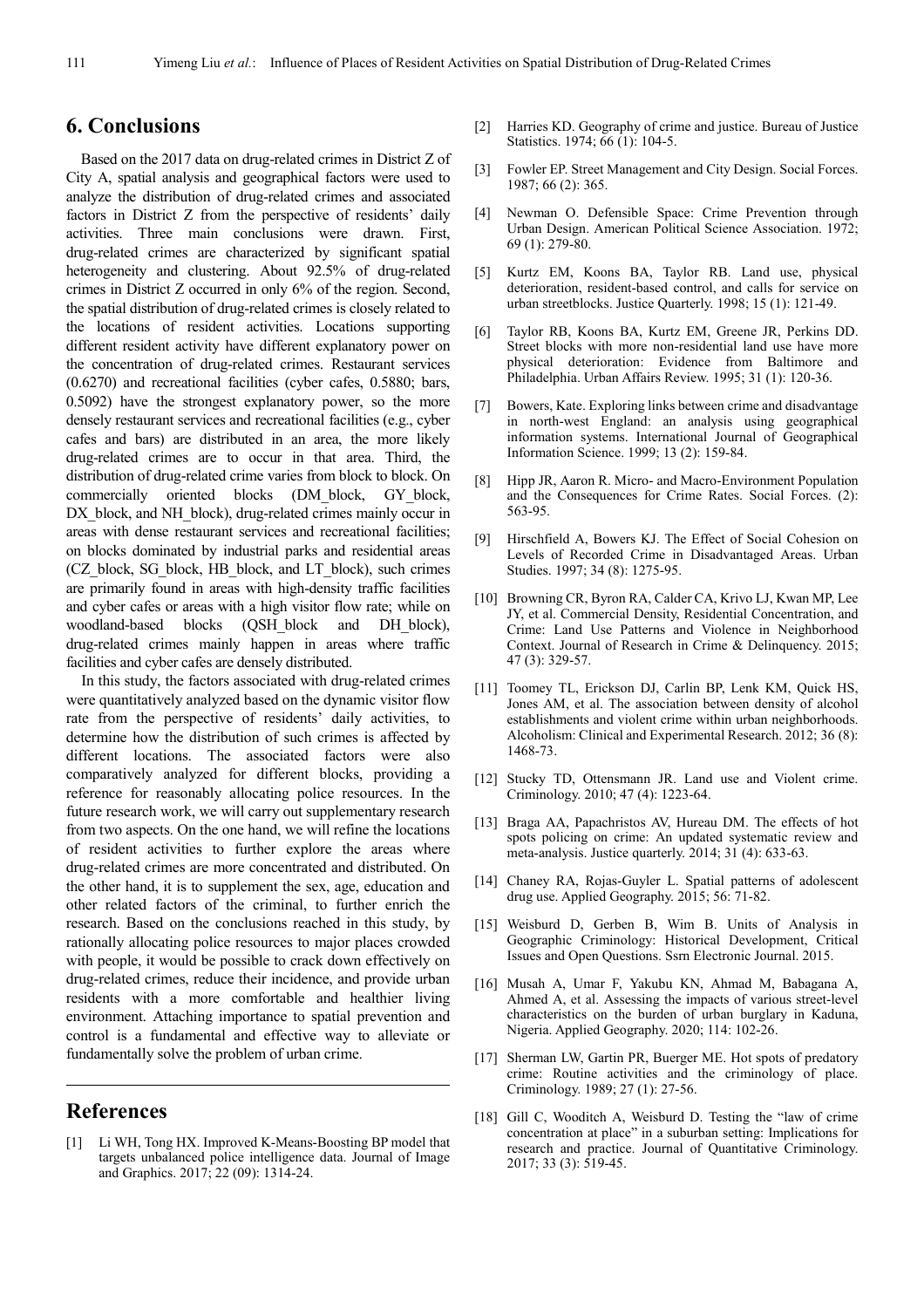## 6. Conclusions

Based on the 2017 data on drug-related crimes in District Z of City A, spatial analysis and geographical factors were used to analyze the distribution of drug-related crimes and associated factors in District Z from the perspective of residents' daily activities. Three main conclusions were drawn. First, drug-related crimes are characterized by significant spatial heterogeneity and clustering. About 92.5% of drug-related crimes in District Z occurred in only 6% of the region. Second, the spatial distribution of drug-related crimes is closely related to the locations of resident activities. Locations supporting different resident activity have different explanatory power on the concentration of drug-related crimes. Restaurant services (0.6270) and recreational facilities (cyber cafes, 0.5880; bars, 0.5092) have the strongest explanatory power, so the more densely restaurant services and recreational facilities (e.g., cyber cafes and bars) are distributed in an area, the more likely drug-related crimes are to occur in that area. Third, the distribution of drug-related crime varies from block to block. On commercially oriented blocks (DM_block, GY_block, DX_block, and NH_block), drug-related crimes mainly occur in areas with dense restaurant services and recreational facilities; on blocks dominated by industrial parks and residential areas (CZ_block, SG_block, HB_block, and LT_block), such crimes are primarily found in areas with high-density traffic facilities and cyber cafes or areas with a high visitor flow rate; while on woodland-based blocks (QSH_block and DH_block), drug-related crimes mainly happen in areas where traffic facilities and cyber cafes are densely distributed.

In this study, the factors associated with drug-related crimes were quantitatively analyzed based on the dynamic visitor flow rate from the perspective of residents' daily activities, to determine how the distribution of such crimes is affected by different locations. The associated factors were also comparatively analyzed for different blocks, providing a reference for reasonably allocating police resources. In the future research work, we will carry out supplementary research from two aspects. On the one hand, we will refine the locations of resident activities to further explore the areas where drug-related crimes are more concentrated and distributed. On the other hand, it is to supplement the sex, age, education and other related factors of the criminal, to further enrich the research. Based on the conclusions reached in this study, by rationally allocating police resources to major places crowded with people, it would be possible to crack down effectively on drug-related crimes, reduce their incidence, and provide urban residents with a more comfortable and healthier living environment. Attaching importance to spatial prevention and control is a fundamental and effective way to alleviate or fundamentally solve the problem of urban crime.

## References

[1] Li WH, Tong HX. Improved K-Means-Boosting BP model that targets unbalanced police intelligence data. Journal of Image and Graphics. 2017; 22 (09): 1314-24.

[2] Harries KD. Geography of crime and justice. Bureau of Justice Statistics. 1974; 66 (1): 104-5.

[3] Fowler EP. Street Management and City Design. Social Forces. 1987; 66 (2): 365.

[4] Newman O. Defensible Space: Crime Prevention through Urban Design. American Political Science Association. 1972; 69 (1): 279-80.

[5] Kurtz EM, Koons BA, Taylor RB. Land use, physical deterioration, resident-based control, and calls for service on urban streetblocks. Justice Quarterly. 1998; 15 (1): 121-49.

[6] Taylor RB, Koons BA, Kurtz EM, Greene JR, Perkins DD. Street blocks with more non-residential land use have more physical deterioration: Evidence from Baltimore and Philadelphia. Urban Affairs Review. 1995; 31 (1): 120-36.

[7] Bowers, Kate. Exploring links between crime and disadvantage in north-west England: an analysis using geographical information systems. International Journal of Geographical Information Science. 1999; 13 (2): 159-84.

[8] Hipp JR, Aaron R. Micro- and Macro-Environment Population and the Consequences for Crime Rates. Social Forces. (2): 563-95.

[9] Hirschfield A, Bowers KJ. The Effect of Social Cohesion on Levels of Recorded Crime in Disadvantaged Areas. Urban Studies. 1997; 34 (8): 1275-95.

[10] Browning CR, Byron RA, Calder CA, Krivo LJ, Kwan MP, Lee JY, et al. Commercial Density, Residential Concentration, and Crime: Land Use Patterns and Violence in Neighborhood Context. Journal of Research in Crime & Delinquency. 2015; 47 (3): 329-57.

[11] Toomey TL, Erickson DJ, Carlin BP, Lenk KM, Quick HS, Jones AM, et al. The association between density of alcohol establishments and violent crime within urban neighborhoods. Alcoholism: Clinical and Experimental Research. 2012; 36 (8): 1468-73.

[12] Stucky TD, Ottensmann JR. Land use and Violent crime. Criminology. 2010; 47 (4): 1223-64.

[13] Braga AA, Papachristos AV, Hureau DM. The effects of hot spots policing on crime: An updated systematic review and meta-analysis. Justice quarterly. 2014; 31 (4): 633-63.

[14] Chaney RA, Rojas-Guyler L. Spatial patterns of adolescent drug use. Applied Geography. 2015; 56: 71-82.

[15] Weisburd D, Gerben B, Wim B. Units of Analysis in Geographic Criminology: Historical Development, Critical Issues and Open Questions. Ssrn Electronic Journal. 2015.

[16] Musah A, Umar F, Yakubu KN, Ahmad M, Babagana A, Ahmed A, et al. Assessing the impacts of various street-level characteristics on the burden of urban burglary in Kaduna, Nigeria. Applied Geography. 2020; 114: 102-26.

[17] Sherman LW, Gartin PR, Buerger ME. Hot spots of predatory crime: Routine activities and the criminology of place. Criminology. 1989; 27 (1): 27-56.

[18] Gill C, Wooditch A, Weisburd D. Testing the "law of crime concentration at place" in a suburban setting: Implications for research and practice. Journal of Quantitative Criminology. 2017; 33 (3): 519-45.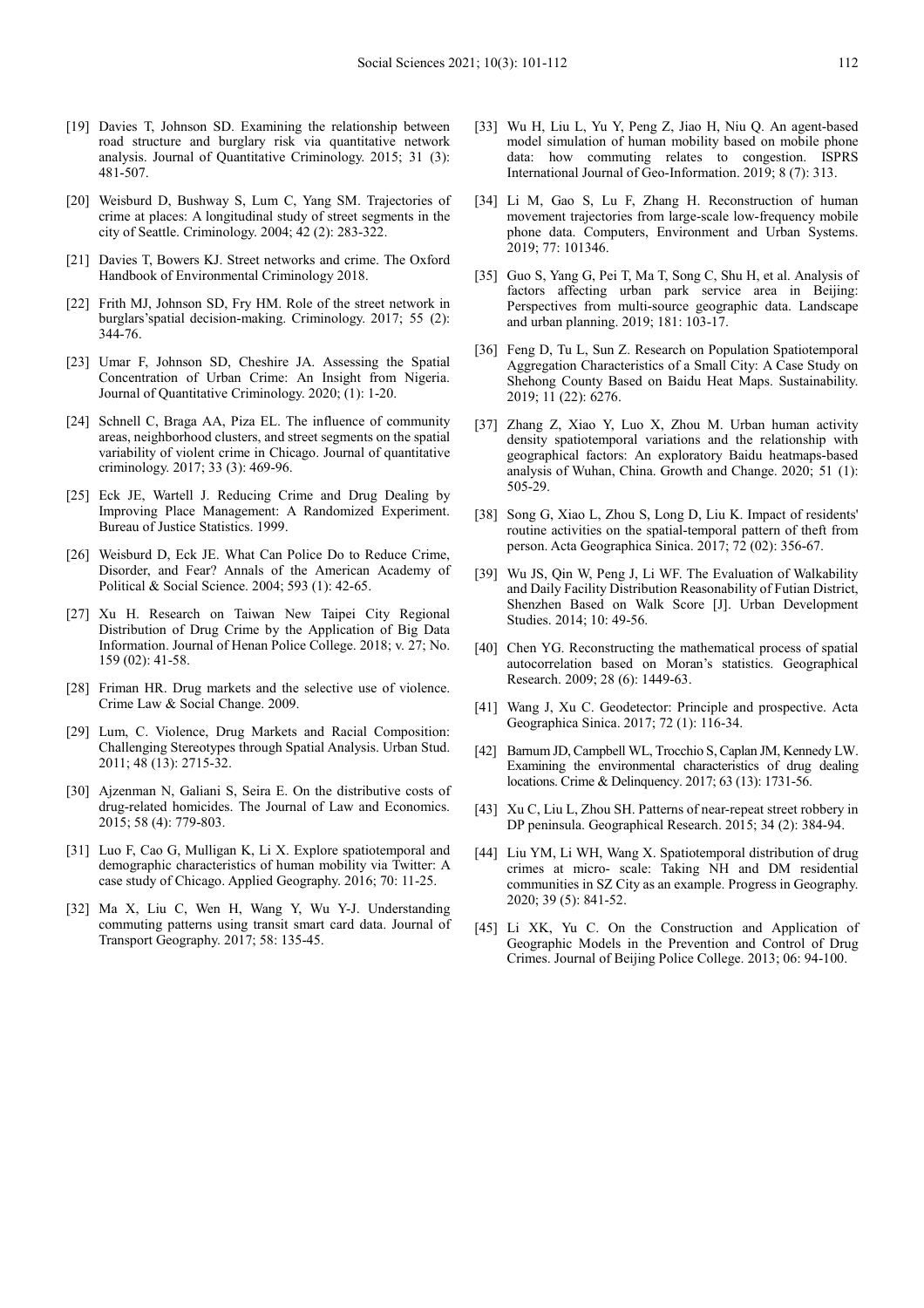[19] Davies T, Johnson SD. Examining the relationship between road structure and burglary risk via quantitative network analysis. Journal of Quantitative Criminology. 2015; 31 (3): 481-507.

[20] Weisburd D, Bushway S, Lum C, Yang SM. Trajectories of crime at places: A longitudinal study of street segments in the city of Seattle. Criminology. 2004; 42 (2): 283-322.

[21] Davies T, Bowers KJ. Street networks and crime. The Oxford Handbook of Environmental Criminology 2018.

[22] Frith MJ, Johnson SD, Fry HM. Role of the street network in burglars'spatial decision-making. Criminology. 2017; 55 (2): 344-76.

[23] Umar F, Johnson SD, Cheshire JA. Assessing the Spatial Concentration of Urban Crime: An Insight from Nigeria. Journal of Quantitative Criminology. 2020; (1): 1-20.

[24] Schnell C, Braga AA, Piza EL. The influence of community areas, neighborhood clusters, and street segments on the spatial variability of violent crime in Chicago. Journal of quantitative criminology. 2017; 33 (3): 469-96.

[25] Eck JE, Wartell J. Reducing Crime and Drug Dealing by Improving Place Management: A Randomized Experiment. Bureau of Justice Statistics. 1999.

[26] Weisburd D, Eck JE. What Can Police Do to Reduce Crime, Disorder, and Fear? Annals of the American Academy of Political & Social Science. 2004; 593 (1): 42-65.

[27] Xu H. Research on Taiwan New Taipei City Regional Distribution of Drug Crime by the Application of Big Data Information. Journal of Henan Police College. 2018; v. 27; No. 159 (02): 41-58.

[28] Friman HR. Drug markets and the selective use of violence. Crime Law & Social Change. 2009.

[29] Lum, C. Violence, Drug Markets and Racial Composition: Challenging Stereotypes through Spatial Analysis. Urban Stud. 2011; 48 (13): 2715-32.

[30] Ajzenman N, Galiani S, Seira E. On the distributive costs of drug-related homicides. The Journal of Law and Economics. 2015; 58 (4): 779-803.

[31] Luo F, Cao G, Mulligan K, Li X. Explore spatiotemporal and demographic characteristics of human mobility via Twitter: A case study of Chicago. Applied Geography. 2016; 70: 11-25.

[32] Ma X, Liu C, Wen H, Wang Y, Wu Y-J. Understanding commuting patterns using transit smart card data. Journal of Transport Geography. 2017; 58: 135-45.

[33] Wu H, Liu L, Yu Y, Peng Z, Jiao H, Niu Q. An agent-based model simulation of human mobility based on mobile phone data: how commuting relates to congestion. ISPRS International Journal of Geo-Information. 2019; 8 (7): 313.

[34] Li M, Gao S, Lu F, Zhang H. Reconstruction of human movement trajectories from large-scale low-frequency mobile phone data. Computers, Environment and Urban Systems. 2019; 77: 101346.

[35] Guo S, Yang G, Pei T, Ma T, Song C, Shu H, et al. Analysis of factors affecting urban park service area in Beijing: Perspectives from multi-source geographic data. Landscape and urban planning. 2019; 181: 103-17.

[36] Feng D, Tu L, Sun Z. Research on Population Spatiotemporal Aggregation Characteristics of a Small City: A Case Study on Shehong County Based on Baidu Heat Maps. Sustainability. 2019; 11 (22): 6276.

[37] Zhang Z, Xiao Y, Luo X, Zhou M. Urban human activity density spatiotemporal variations and the relationship with geographical factors: An exploratory Baidu heatmaps-based analysis of Wuhan, China. Growth and Change. 2020; 51 (1): 505-29.

[38] Song G, Xiao L, Zhou S, Long D, Liu K. Impact of residents' routine activities on the spatial-temporal pattern of theft from person. Acta Geographica Sinica. 2017; 72 (02): 356-67.

[39] Wu JS, Qin W, Peng J, Li WF. The Evaluation of Walkability and Daily Facility Distribution Reasonability of Futian District, Shenzhen Based on Walk Score [J]. Urban Development Studies. 2014; 10: 49-56.

[40] Chen YG. Reconstructing the mathematical process of spatial autocorrelation based on Moran's statistics. Geographical Research. 2009; 28 (6): 1449-63.

[41] Wang J, Xu C. Geodetector: Principle and prospective. Acta Geographica Sinica. 2017; 72 (1): 116-34.

[42] Barnum JD, Campbell WL, Trocchio S, Caplan JM, Kennedy LW. Examining the environmental characteristics of drug dealing locations. Crime & Delinquency. 2017; 63 (13): 1731-56.

[43] Xu C, Liu L, Zhou SH. Patterns of near-repeat street robbery in DP peninsula. Geographical Research. 2015; 34 (2): 384-94.

[44] Liu YM, Li WH, Wang X. Spatiotemporal distribution of drug crimes at micro- scale: Taking NH and DM residential communities in SZ City as an example. Progress in Geography. 2020; 39 (5): 841-52.

[45] Li XK, Yu C. On the Construction and Application of Geographic Models in the Prevention and Control of Drug Crimes. Journal of Beijing Police College. 2013; 06: 94-100.